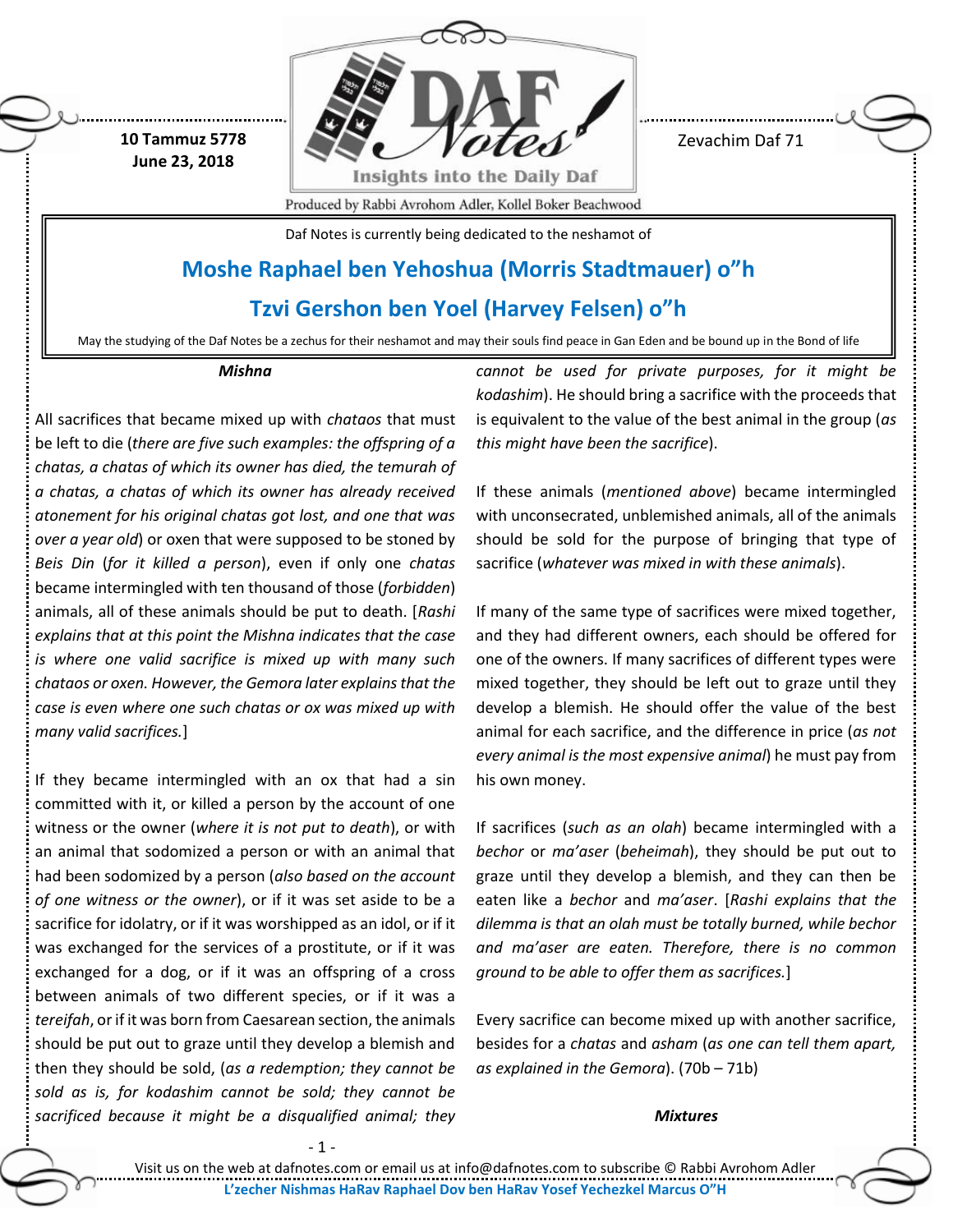10 Tammuz 5778
June 23, 2018

Zevachim Daf 71

Daf Notes is currently being dedicated to the neshamot of

## Moshe Raphael ben Yehoshua (Morris Stadtmauer) o"h

## Tzvi Gershon ben Yoel (Harvey Felsen) o"h

May the studying of the Daf Notes be a zechus for their neshamot and may their souls find peace in Gan Eden and be bound up in the Bond of life

### *Mishna*

All sacrifices that became mixed up with *chataos* that must be left to die (*there are five such examples: the offspring of a chatas, a chatas of which its owner has died, the temurah of a chatas, a chatas of which its owner has already received atonement for his original chatas got lost, and one that was over a year old*) or oxen that were supposed to be stoned by *Beis Din* (*for it killed a person*), even if only one *chatas* became intermingled with ten thousand of those (*forbidden*) animals, all of these animals should be put to death. [*Rashi explains that at this point the Mishna indicates that the case is where one valid sacrifice is mixed up with many such chataos or oxen. However, the Gemora later explains that the case is even where one such chatas or ox was mixed up with many valid sacrifices.*]

If they became intermingled with an ox that had a sin committed with it, or killed a person by the account of one witness or the owner (*where it is not put to death*), or with an animal that sodomized a person or with an animal that had been sodomized by a person (*also based on the account of one witness or the owner*), or if it was set aside to be a sacrifice for idolatry, or if it was worshipped as an idol, or if it was exchanged for the services of a prostitute, or if it was exchanged for a dog, or if it was an offspring of a cross between animals of two different species, or if it was a *tereifah*, or if it was born from Caesarean section, the animals should be put out to graze until they develop a blemish and then they should be sold, (*as a redemption; they cannot be sold as is, for kodashim cannot be sold; they cannot be sacrificed because it might be a disqualified animal; they cannot be used for private purposes, for it might be kodashim*). He should bring a sacrifice with the proceeds that is equivalent to the value of the best animal in the group (*as this might have been the sacrifice*).

If these animals (*mentioned above*) became intermingled with unconsecrated, unblemished animals, all of the animals should be sold for the purpose of bringing that type of sacrifice (*whatever was mixed in with these animals*).

If many of the same type of sacrifices were mixed together, and they had different owners, each should be offered for one of the owners. If many sacrifices of different types were mixed together, they should be left out to graze until they develop a blemish. He should offer the value of the best animal for each sacrifice, and the difference in price (*as not every animal is the most expensive animal*) he must pay from his own money.

If sacrifices (*such as an olah*) became intermingled with a *bechor* or *ma'aser* (*beheimah*), they should be put out to graze until they develop a blemish, and they can then be eaten like a *bechor* and *ma'aser*. [*Rashi explains that the dilemma is that an olah must be totally burned, while bechor and ma'aser are eaten. Therefore, there is no common ground to be able to offer them as sacrifices.*]

Every sacrifice can become mixed up with another sacrifice, besides for a *chatas* and *asham* (*as one can tell them apart, as explained in the Gemora*). (70b – 71b)

### *Mixtures*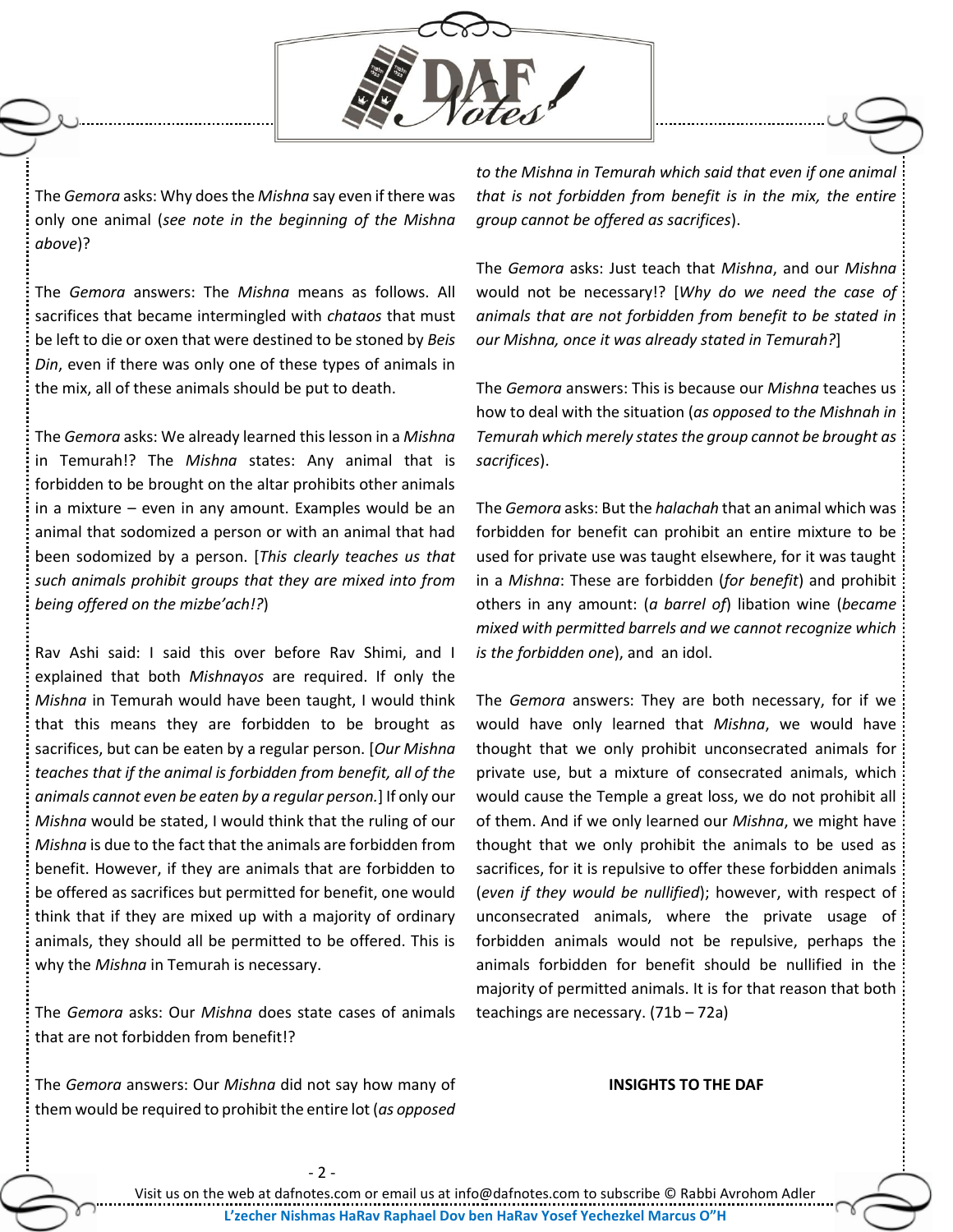The *Gemora* asks: Why does the *Mishna* say even if there was only one animal (*see note in the beginning of the Mishna above*)?

The *Gemora* answers: The *Mishna* means as follows. All sacrifices that became intermingled with *chataos* that must be left to die or oxen that were destined to be stoned by *Beis Din*, even if there was only one of these types of animals in the mix, all of these animals should be put to death.

The *Gemora* asks: We already learned this lesson in a *Mishna* in Temurah!? The *Mishna* states: Any animal that is forbidden to be brought on the altar prohibits other animals in a mixture – even in any amount. Examples would be an animal that sodomized a person or with an animal that had been sodomized by a person. [*This clearly teaches us that such animals prohibit groups that they are mixed into from being offered on the mizbe'ach!?*)

Rav Ashi said: I said this over before Rav Shimi, and I explained that both *Mishnayos* are required. If only the *Mishna* in Temurah would have been taught, I would think that this means they are forbidden to be brought as sacrifices, but can be eaten by a regular person. [*Our Mishna teaches that if the animal is forbidden from benefit, all of the animals cannot even be eaten by a regular person.*] If only our *Mishna* would be stated, I would think that the ruling of our *Mishna* is due to the fact that the animals are forbidden from benefit. However, if they are animals that are forbidden to be offered as sacrifices but permitted for benefit, one would think that if they are mixed up with a majority of ordinary animals, they should all be permitted to be offered. This is why the *Mishna* in Temurah is necessary.

The *Gemora* asks: Our *Mishna* does state cases of animals that are not forbidden from benefit!?

The *Gemora* answers: Our *Mishna* did not say how many of them would be required to prohibit the entire lot (*as opposed to the Mishna in Temurah which said that even if one animal that is not forbidden from benefit is in the mix, the entire group cannot be offered as sacrifices*).

The *Gemora* asks: Just teach that *Mishna*, and our *Mishna* would not be necessary!? [*Why do we need the case of animals that are not forbidden from benefit to be stated in our Mishna, once it was already stated in Temurah?*]

The *Gemora* answers: This is because our *Mishna* teaches us how to deal with the situation (*as opposed to the Mishnah in Temurah which merely states the group cannot be brought as sacrifices*).

The *Gemora* asks: But the *halachah* that an animal which was forbidden for benefit can prohibit an entire mixture to be used for private use was taught elsewhere, for it was taught in a *Mishna*: These are forbidden (*for benefit*) and prohibit others in any amount: (*a barrel of*) libation wine (*became mixed with permitted barrels and we cannot recognize which is the forbidden one*), and an idol.

The *Gemora* answers: They are both necessary, for if we would have only learned that *Mishna*, we would have thought that we only prohibit unconsecrated animals for private use, but a mixture of consecrated animals, which would cause the Temple a great loss, we do not prohibit all of them. And if we only learned our *Mishna*, we might have thought that we only prohibit the animals to be used as sacrifices, for it is repulsive to offer these forbidden animals (*even if they would be nullified*); however, with respect of unconsecrated animals, where the private usage of forbidden animals would not be repulsive, perhaps the animals forbidden for benefit should be nullified in the majority of permitted animals. It is for that reason that both teachings are necessary. (71b – 72a)

**INSIGHTS TO THE DAF**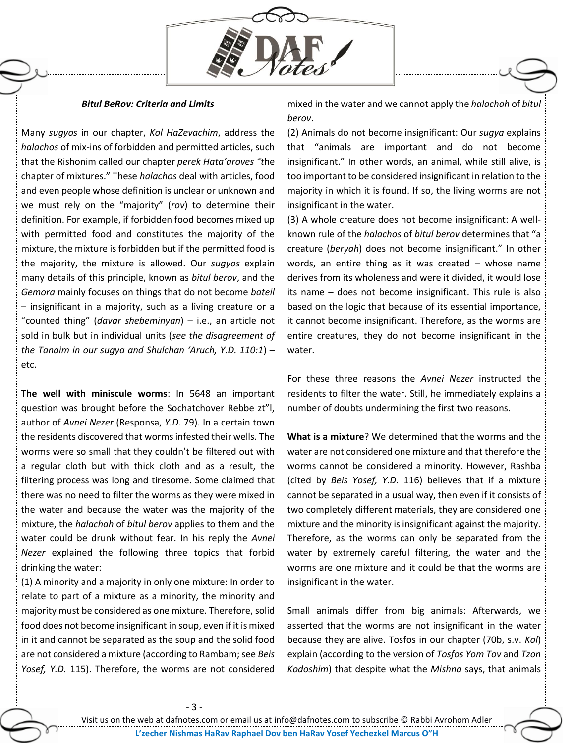### *Bitul BeRov: Criteria and Limits*

Many *sugyos* in our chapter, *Kol HaZevachim*, address the *halachos* of mix-ins of forbidden and permitted articles, such that the Rishonim called our chapter *perek Hata'aroves "*the chapter of mixtures." These *halachos* deal with articles, food and even people whose definition is unclear or unknown and we must rely on the "majority" (*rov*) to determine their definition. For example, if forbidden food becomes mixed up with permitted food and constitutes the majority of the mixture, the mixture is forbidden but if the permitted food is the majority, the mixture is allowed. Our *sugyos* explain many details of this principle, known as *bitul berov*, and the *Gemora* mainly focuses on things that do not become *bateil* – insignificant in a majority, such as a living creature or a "counted thing" (*davar shebeminyan*) – i.e., an article not sold in bulk but in individual units (*see the disagreement of the Tanaim in our sugya and Shulchan 'Aruch, Y.D. 110:1*) – etc.

**The well with miniscule worms**: In 5648 an important question was brought before the Sochatchover Rebbe zt"l, author of *Avnei Nezer* (Responsa, *Y.D.* 79). In a certain town the residents discovered that worms infested their wells. The worms were so small that they couldn't be filtered out with a regular cloth but with thick cloth and as a result, the filtering process was long and tiresome. Some claimed that there was no need to filter the worms as they were mixed in the water and because the water was the majority of the mixture, the *halachah* of *bitul berov* applies to them and the water could be drunk without fear. In his reply the *Avnei Nezer* explained the following three topics that forbid drinking the water:

(1) A minority and a majority in only one mixture: In order to relate to part of a mixture as a minority, the minority and majority must be considered as one mixture. Therefore, solid food does not become insignificant in soup, even if it is mixed in it and cannot be separated as the soup and the solid food are not considered a mixture (according to Rambam; see *Beis Yosef, Y.D.* 115). Therefore, the worms are not considered mixed in the water and we cannot apply the *halachah* of *bitul berov*.

(2) Animals do not become insignificant: Our *sugya* explains that "animals are important and do not become insignificant." In other words, an animal, while still alive, is too important to be considered insignificant in relation to the majority in which it is found. If so, the living worms are not insignificant in the water.

(3) A whole creature does not become insignificant: A well-known rule of the *halachos* of *bitul berov* determines that "a creature (*beryah*) does not become insignificant." In other words, an entire thing as it was created – whose name derives from its wholeness and were it divided, it would lose its name – does not become insignificant. This rule is also based on the logic that because of its essential importance, it cannot become insignificant. Therefore, as the worms are entire creatures, they do not become insignificant in the water.

For these three reasons the *Avnei Nezer* instructed the residents to filter the water. Still, he immediately explains a number of doubts undermining the first two reasons.

**What is a mixture**? We determined that the worms and the water are not considered one mixture and that therefore the worms cannot be considered a minority. However, Rashba (cited by *Beis Yosef, Y.D.* 116) believes that if a mixture cannot be separated in a usual way, then even if it consists of two completely different materials, they are considered one mixture and the minority is insignificant against the majority. Therefore, as the worms can only be separated from the water by extremely careful filtering, the water and the worms are one mixture and it could be that the worms are insignificant in the water.

Small animals differ from big animals: Afterwards, we asserted that the worms are not insignificant in the water because they are alive. Tosfos in our chapter (70b, s.v. *Kol*) explain (according to the version of *Tosfos Yom Tov* and *Tzon Kodoshim*) that despite what the *Mishna* says, that animals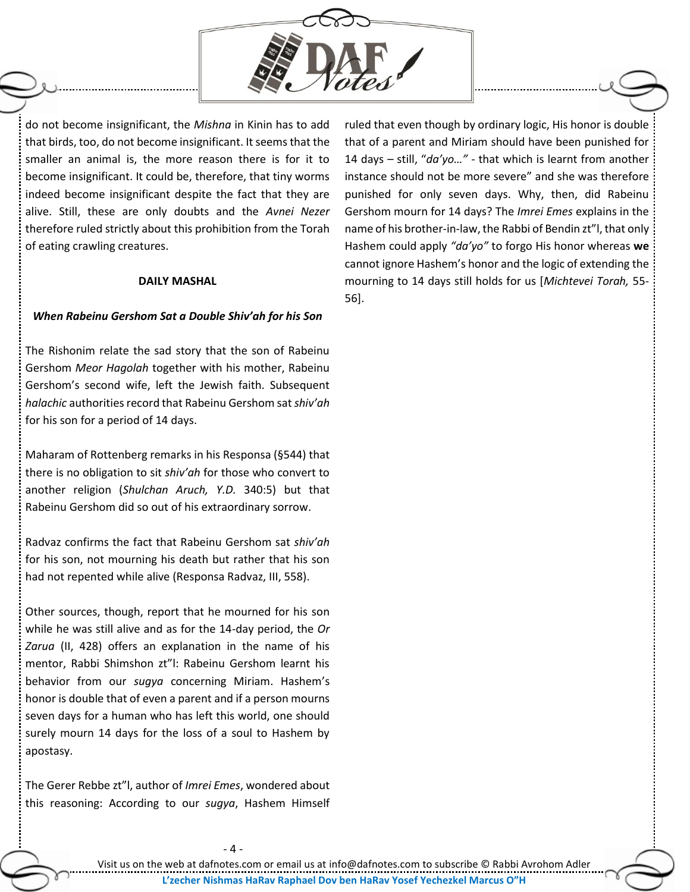do not become insignificant, the *Mishna* in Kinin has to add that birds, too, do not become insignificant. It seems that the smaller an animal is, the more reason there is for it to become insignificant. It could be, therefore, that tiny worms indeed become insignificant despite the fact that they are alive. Still, these are only doubts and the *Avnei Nezer* therefore ruled strictly about this prohibition from the Torah of eating crawling creatures.

**DAILY MASHAL**

***When Rabeinu Gershom Sat a Double Shiv'ah for his Son***

The Rishonim relate the sad story that the son of Rabeinu Gershom *Meor Hagolah* together with his mother, Rabeinu Gershom's second wife, left the Jewish faith. Subsequent *halachic* authorities record that Rabeinu Gershom sat *shiv'ah* for his son for a period of 14 days.

Maharam of Rottenberg remarks in his Responsa (§544) that there is no obligation to sit *shiv'ah* for those who convert to another religion (*Shulchan Aruch, Y.D.* 340:5) but that Rabeinu Gershom did so out of his extraordinary sorrow.

Radvaz confirms the fact that Rabeinu Gershom sat *shiv'ah* for his son, not mourning his death but rather that his son had not repented while alive (Responsa Radvaz, III, 558).

Other sources, though, report that he mourned for his son while he was still alive and as for the 14-day period, the *Or Zarua* (II, 428) offers an explanation in the name of his mentor, Rabbi Shimshon zt"l: Rabeinu Gershom learnt his behavior from our *sugya* concerning Miriam. Hashem's honor is double that of even a parent and if a person mourns seven days for a human who has left this world, one should surely mourn 14 days for the loss of a soul to Hashem by apostasy.

The Gerer Rebbe zt"l, author of *Imrei Emes*, wondered about this reasoning: According to our *sugya*, Hashem Himself ruled that even though by ordinary logic, His honor is double that of a parent and Miriam should have been punished for 14 days – still, "*da'yo…"* - that which is learnt from another instance should not be more severe" and she was therefore punished for only seven days. Why, then, did Rabeinu Gershom mourn for 14 days? The *Imrei Emes* explains in the name of his brother-in-law, the Rabbi of Bendin zt"l, that only Hashem could apply *"da'yo"* to forgo His honor whereas **we** cannot ignore Hashem's honor and the logic of extending the mourning to 14 days still holds for us [*Michtevei Torah,* 55-56].